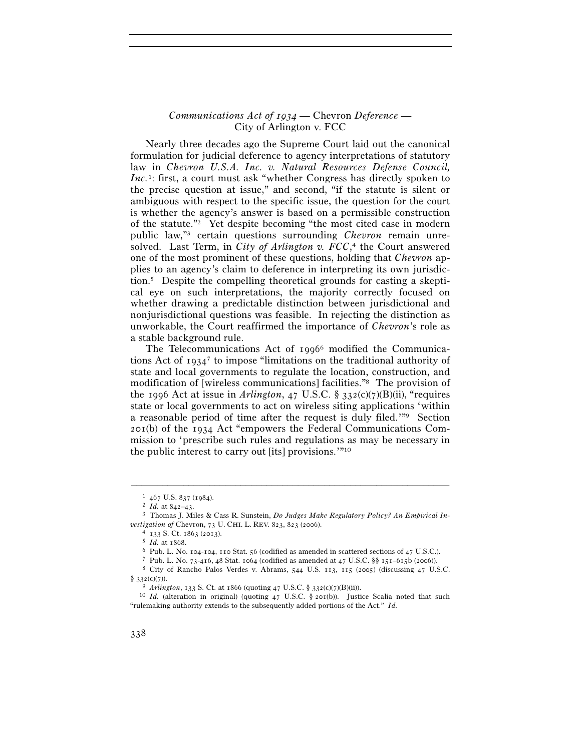## *Communications Act of 1934* — Chevron *Deference* — City of Arlington v. FCC

Nearly three decades ago the Supreme Court laid out the canonical formulation for judicial deference to agency interpretations of statutory law in *Chevron U.S.A. Inc. v. Natural Resources Defense Council, Inc.*[1]: first, a court must ask "whether Congress has directly spoken to the precise question at issue," and second, "if the statute is silent or ambiguous with respect to the specific issue, the question for the court is whether the agency's answer is based on a permissible construction of the statute."[2] Yet despite becoming "the most cited case in modern public law,"[3] certain questions surrounding *Chevron* remain unresolved. Last Term, in *City of Arlington v. FCC*,[4] the Court answered one of the most prominent of these questions, holding that *Chevron* applies to an agency's claim to deference in interpreting its own jurisdiction.[5] Despite the compelling theoretical grounds for casting a skeptical eye on such interpretations, the majority correctly focused on whether drawing a predictable distinction between jurisdictional and nonjurisdictional questions was feasible. In rejecting the distinction as unworkable, the Court reaffirmed the importance of *Chevron*'s role as a stable background rule.

The Telecommunications Act of 1996[6] modified the Communications Act of 1934[7] to impose "limitations on the traditional authority of state and local governments to regulate the location, construction, and modification of [wireless communications] facilities."[8] The provision of the 1996 Act at issue in *Arlington*, 47 U.S.C. § 332(c)(7)(B)(ii), "requires state or local governments to act on wireless siting applications 'within a reasonable period of time after the request is duly filed.'"[9] Section 201(b) of the 1934 Act "empowers the Federal Communications Commission to 'prescribe such rules and regulations as may be necessary in the public interest to carry out [its] provisions.'"[10]

---

[1] 467 U.S. 837 (1984).

[2] *Id.* at 842–43.

[3] Thomas J. Miles & Cass R. Sunstein, *Do Judges Make Regulatory Policy? An Empirical Investigation of* Chevron, 73 U. CHI. L. REV. 823, 823 (2006).

[4] 133 S. Ct. 1863 (2013).

[5] *Id.* at 1868.

[6] Pub. L. No. 104-104, 110 Stat. 56 (codified as amended in scattered sections of 47 U.S.C.).

[7] Pub. L. No. 73-416, 48 Stat. 1064 (codified as amended at 47 U.S.C. §§ 151–615b (2006)).

[8] City of Rancho Palos Verdes v. Abrams, 544 U.S. 113, 115 (2005) (discussing 47 U.S.C. § 332(c)(7)).

[9] *Arlington*, 133 S. Ct. at 1866 (quoting 47 U.S.C. § 332(c)(7)(B)(ii)).

[10] *Id.* (alteration in original) (quoting 47 U.S.C. § 201(b)). Justice Scalia noted that such "rulemaking authority extends to the subsequently added portions of the Act." *Id.*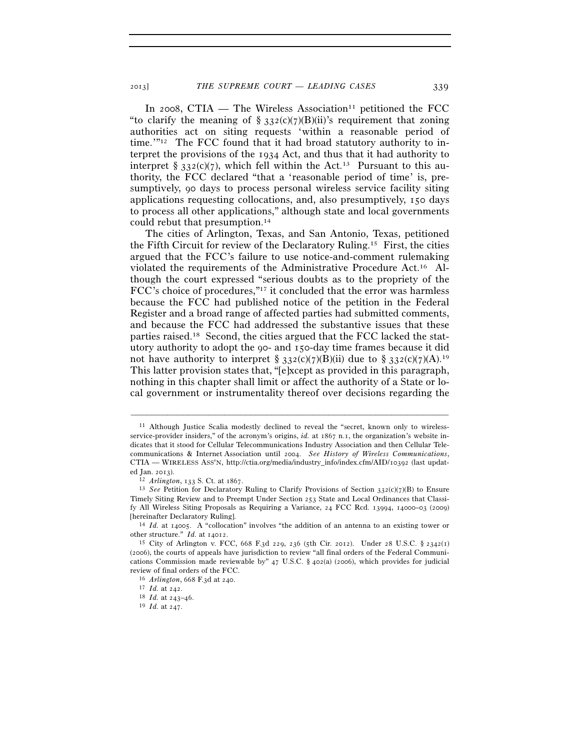In 2008, CTIA — The Wireless Association[11] petitioned the FCC "to clarify the meaning of § 332(c)(7)(B)(ii)'s requirement that zoning authorities act on siting requests 'within a reasonable period of time.'"[12] The FCC found that it had broad statutory authority to interpret the provisions of the 1934 Act, and thus that it had authority to interpret § 332(c)(7), which fell within the Act.[13] Pursuant to this authority, the FCC declared "that a 'reasonable period of time' is, presumptively, 90 days to process personal wireless service facility siting applications requesting collocations, and, also presumptively, 150 days to process all other applications," although state and local governments could rebut that presumption.[14]

The cities of Arlington, Texas, and San Antonio, Texas, petitioned the Fifth Circuit for review of the Declaratory Ruling.[15] First, the cities argued that the FCC's failure to use notice-and-comment rulemaking violated the requirements of the Administrative Procedure Act.[16] Although the court expressed "serious doubts as to the propriety of the FCC's choice of procedures,"[17] it concluded that the error was harmless because the FCC had published notice of the petition in the Federal Register and a broad range of affected parties had submitted comments, and because the FCC had addressed the substantive issues that these parties raised.[18] Second, the cities argued that the FCC lacked the statutory authority to adopt the 90- and 150-day time frames because it did not have authority to interpret § 332(c)(7)(B)(ii) due to § 332(c)(7)(A).[19] This latter provision states that, "[e]xcept as provided in this paragraph, nothing in this chapter shall limit or affect the authority of a State or local government or instrumentality thereof over decisions regarding the

---

[11] Although Justice Scalia modestly declined to reveal the "secret, known only to wireless-service-provider insiders," of the acronym's origins, *id.* at 1867 n.1, the organization's website indicates that it stood for Cellular Telecommunications Industry Association and then Cellular Telecommunications & Internet Association until 2004. *See History of Wireless Communications*, CTIA — WIRELESS ASS'N, http://ctia.org/media/industry_info/index.cfm/AID/10392 (last updated Jan. 2013).

[12] *Arlington*, 133 S. Ct. at 1867.

[13] *See* Petition for Declaratory Ruling to Clarify Provisions of Section 332(c)(7)(B) to Ensure Timely Siting Review and to Preempt Under Section 253 State and Local Ordinances that Classify All Wireless Siting Proposals as Requiring a Variance, 24 FCC Rcd. 13994, 14000–03 (2009) [hereinafter Declaratory Ruling].

[14] *Id.* at 14005. A "collocation" involves "the addition of an antenna to an existing tower or other structure." *Id.* at 14012.

[15] City of Arlington v. FCC, 668 F.3d 229, 236 (5th Cir. 2012). Under 28 U.S.C. § 2342(1) (2006), the courts of appeals have jurisdiction to review "all final orders of the Federal Communications Commission made reviewable by" 47 U.S.C. § 402(a) (2006), which provides for judicial review of final orders of the FCC.

[16] *Arlington*, 668 F.3d at 240.

[17] *Id.* at 242.

[18] *Id.* at 243–46.

[19] *Id.* at 247.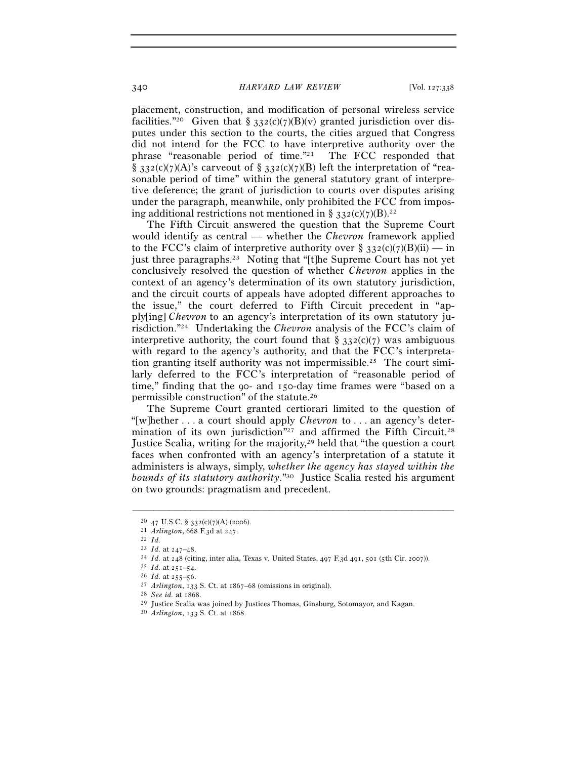placement, construction, and modification of personal wireless service facilities."[20] Given that § 332(c)(7)(B)(v) granted jurisdiction over disputes under this section to the courts, the cities argued that Congress did not intend for the FCC to have interpretive authority over the phrase "reasonable period of time."[21] The FCC responded that § 332(c)(7)(A)'s carveout of § 332(c)(7)(B) left the interpretation of "reasonable period of time" within the general statutory grant of interpretive deference; the grant of jurisdiction to courts over disputes arising under the paragraph, meanwhile, only prohibited the FCC from imposing additional restrictions not mentioned in § 332(c)(7)(B).[22]

The Fifth Circuit answered the question that the Supreme Court would identify as central — whether the *Chevron* framework applied to the FCC's claim of interpretive authority over § 332(c)(7)(B)(ii) — in just three paragraphs.[23] Noting that "[t]he Supreme Court has not yet conclusively resolved the question of whether *Chevron* applies in the context of an agency's determination of its own statutory jurisdiction, and the circuit courts of appeals have adopted different approaches to the issue," the court deferred to Fifth Circuit precedent in "apply[ing] *Chevron* to an agency's interpretation of its own statutory jurisdiction."[24] Undertaking the *Chevron* analysis of the FCC's claim of interpretive authority, the court found that § 332(c)(7) was ambiguous with regard to the agency's authority, and that the FCC's interpretation granting itself authority was not impermissible.[25] The court similarly deferred to the FCC's interpretation of "reasonable period of time," finding that the 90- and 150-day time frames were "based on a permissible construction" of the statute.[26]

The Supreme Court granted certiorari limited to the question of "[w]hether . . . a court should apply *Chevron* to . . . an agency's determination of its own jurisdiction"[27] and affirmed the Fifth Circuit.[28] Justice Scalia, writing for the majority,[29] held that "the question a court faces when confronted with an agency's interpretation of a statute it administers is always, simply, *whether the agency has stayed within the bounds of its statutory authority*."[30] Justice Scalia rested his argument on two grounds: pragmatism and precedent.

---

[20] 47 U.S.C. § 332(c)(7)(A) (2006).

[21] *Arlington*, 668 F.3d at 247.

[22] *Id.*

[23] *Id.* at 247–48.

[24] *Id.* at 248 (citing, inter alia, Texas v. United States, 497 F.3d 491, 501 (5th Cir. 2007)).

[25] *Id.* at 251–54.

[26] *Id.* at 255–56.

[27] *Arlington*, 133 S. Ct. at 1867–68 (omissions in original).

[28] *See id.* at 1868.

[29] Justice Scalia was joined by Justices Thomas, Ginsburg, Sotomayor, and Kagan.

[30] *Arlington*, 133 S. Ct. at 1868.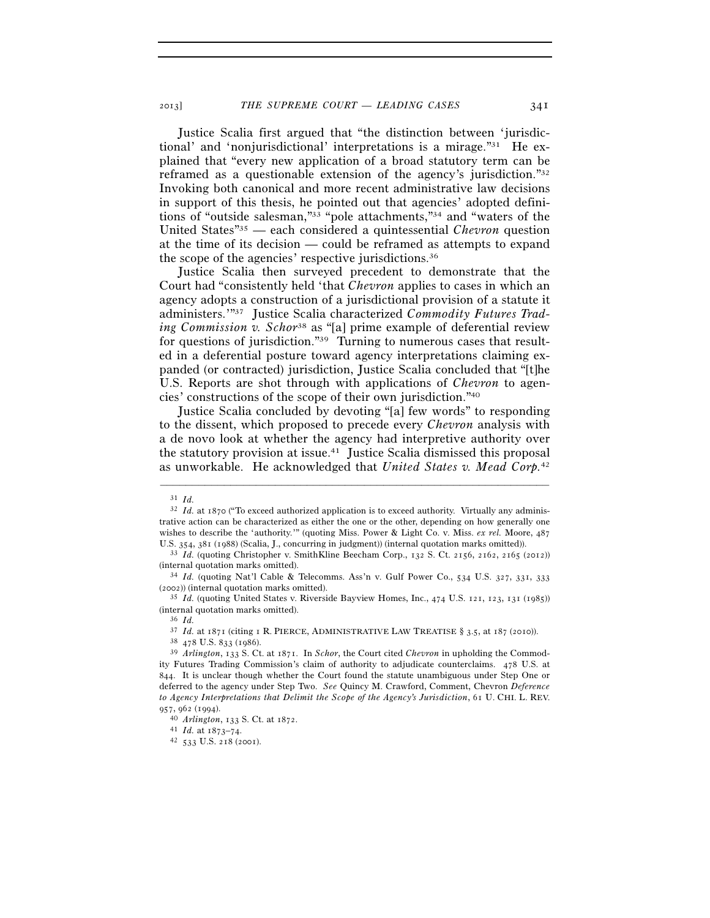Justice Scalia first argued that "the distinction between 'jurisdictional' and 'nonjurisdictional' interpretations is a mirage."[31] He explained that "every new application of a broad statutory term can be reframed as a questionable extension of the agency's jurisdiction."[32] Invoking both canonical and more recent administrative law decisions in support of this thesis, he pointed out that agencies' adopted definitions of "outside salesman,"[33] "pole attachments,"[34] and "waters of the United States"[35] — each considered a quintessential *Chevron* question at the time of its decision — could be reframed as attempts to expand the scope of the agencies' respective jurisdictions.[36]

Justice Scalia then surveyed precedent to demonstrate that the Court had "consistently held 'that *Chevron* applies to cases in which an agency adopts a construction of a jurisdictional provision of a statute it administers.'"[37] Justice Scalia characterized *Commodity Futures Trading Commission v. Schor*[38] as "[a] prime example of deferential review for questions of jurisdiction."[39] Turning to numerous cases that resulted in a deferential posture toward agency interpretations claiming expanded (or contracted) jurisdiction, Justice Scalia concluded that "[t]he U.S. Reports are shot through with applications of *Chevron* to agencies' constructions of the scope of their own jurisdiction."[40]

Justice Scalia concluded by devoting "[a] few words" to responding to the dissent, which proposed to precede every *Chevron* analysis with a de novo look at whether the agency had interpretive authority over the statutory provision at issue.[41] Justice Scalia dismissed this proposal as unworkable. He acknowledged that *United States v. Mead Corp.*[42]

---

[31] *Id.*

[32] *Id.* at 1870 ("To exceed authorized application is to exceed authority. Virtually any administrative action can be characterized as either the one or the other, depending on how generally one wishes to describe the 'authority.'" (quoting Miss. Power & Light Co. v. Miss. *ex rel.* Moore, 487 U.S. 354, 381 (1988) (Scalia, J., concurring in judgment)) (internal quotation marks omitted)).

[33] *Id.* (quoting Christopher v. SmithKline Beecham Corp., 132 S. Ct. 2156, 2162, 2165 (2012)) (internal quotation marks omitted).

[34] *Id.* (quoting Nat'l Cable & Telecomms. Ass'n v. Gulf Power Co., 534 U.S. 327, 331, 333 (2002)) (internal quotation marks omitted).

[35] *Id.* (quoting United States v. Riverside Bayview Homes, Inc., 474 U.S. 121, 123, 131 (1985)) (internal quotation marks omitted).

[36] *Id.*

[37] *Id.* at 1871 (citing 1 R. PIERCE, ADMINISTRATIVE LAW TREATISE § 3.5, at 187 (2010)).

[38] 478 U.S. 833 (1986).

[39] *Arlington*, 133 S. Ct. at 1871. In *Schor*, the Court cited *Chevron* in upholding the Commodity Futures Trading Commission's claim of authority to adjudicate counterclaims. 478 U.S. at 844. It is unclear though whether the Court found the statute unambiguous under Step One or deferred to the agency under Step Two. *See* Quincy M. Crawford, Comment, Chevron *Deference to Agency Interpretations that Delimit the Scope of the Agency's Jurisdiction*, 61 U. CHI. L. REV. 957, 962 (1994).

[40] *Arlington*, 133 S. Ct. at 1872.

[41] *Id.* at 1873–74.

[42] 533 U.S. 218 (2001).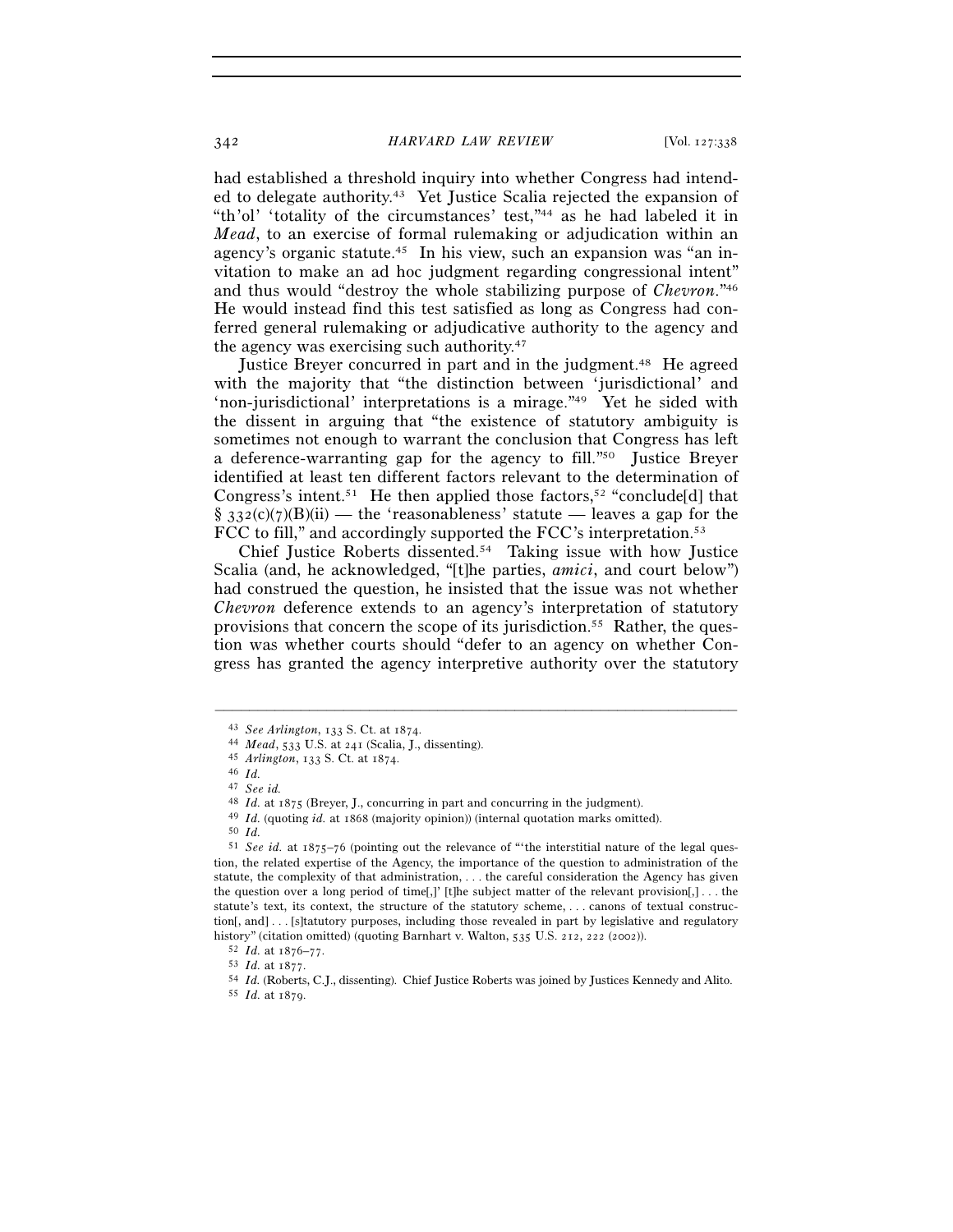had established a threshold inquiry into whether Congress had intended to delegate authority.[43] Yet Justice Scalia rejected the expansion of "th'ol' 'totality of the circumstances' test,"[44] as he had labeled it in *Mead*, to an exercise of formal rulemaking or adjudication within an agency's organic statute.[45] In his view, such an expansion was "an invitation to make an ad hoc judgment regarding congressional intent" and thus would "destroy the whole stabilizing purpose of *Chevron*."[46] He would instead find this test satisfied as long as Congress had conferred general rulemaking or adjudicative authority to the agency and the agency was exercising such authority.[47]

Justice Breyer concurred in part and in the judgment.[48] He agreed with the majority that "the distinction between 'jurisdictional' and 'non-jurisdictional' interpretations is a mirage."[49] Yet he sided with the dissent in arguing that "the existence of statutory ambiguity is sometimes not enough to warrant the conclusion that Congress has left a deference-warranting gap for the agency to fill."[50] Justice Breyer identified at least ten different factors relevant to the determination of Congress's intent.[51] He then applied those factors,[52] "conclude[d] that § 332(c)(7)(B)(ii) — the 'reasonableness' statute — leaves a gap for the FCC to fill," and accordingly supported the FCC's interpretation.[53]

Chief Justice Roberts dissented.[54] Taking issue with how Justice Scalia (and, he acknowledged, "[t]he parties, *amici*, and court below") had construed the question, he insisted that the issue was not whether *Chevron* deference extends to an agency's interpretation of statutory provisions that concern the scope of its jurisdiction.[55] Rather, the question was whether courts should "defer to an agency on whether Congress has granted the agency interpretive authority over the statutory

---

[43] *See Arlington*, 133 S. Ct. at 1874.

[44] *Mead*, 533 U.S. at 241 (Scalia, J., dissenting).

[45] *Arlington*, 133 S. Ct. at 1874.

[46] *Id.*

[47] *See id.*

[48] *Id.* at 1875 (Breyer, J., concurring in part and concurring in the judgment).

[49] *Id.* (quoting *id.* at 1868 (majority opinion)) (internal quotation marks omitted).

[50] *Id.*

[51] *See id.* at 1875–76 (pointing out the relevance of "'the interstitial nature of the legal question, the related expertise of the Agency, the importance of the question to administration of the statute, the complexity of that administration, . . . the careful consideration the Agency has given the question over a long period of time[,]' [t]he subject matter of the relevant provision[,] . . . the statute's text, its context, the structure of the statutory scheme, . . . canons of textual construction[, and] . . . [s]tatutory purposes, including those revealed in part by legislative and regulatory history" (citation omitted) (quoting Barnhart v. Walton, 535 U.S. 212, 222 (2002)).

[52] *Id.* at 1876–77.

[53] *Id.* at 1877.

[54] *Id.* (Roberts, C.J., dissenting). Chief Justice Roberts was joined by Justices Kennedy and Alito.

[55] *Id.* at 1879.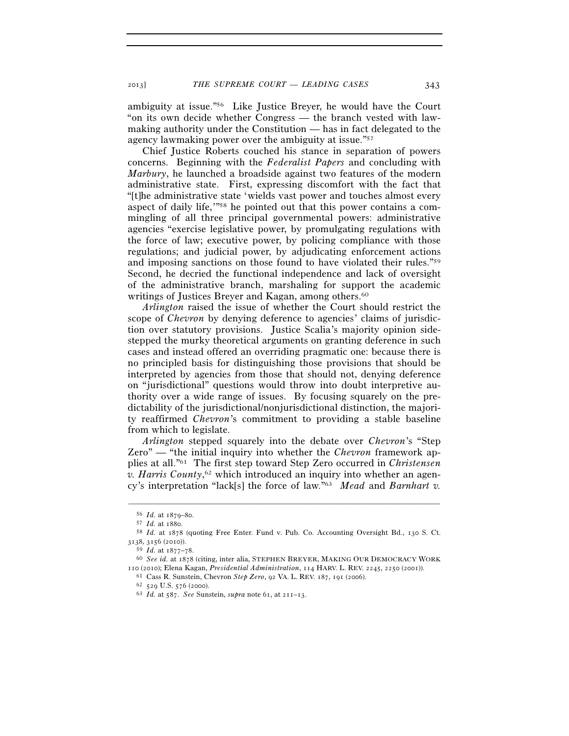ambiguity at issue."[56] Like Justice Breyer, he would have the Court "on its own decide whether Congress — the branch vested with lawmaking authority under the Constitution — has in fact delegated to the agency lawmaking power over the ambiguity at issue."[57]

Chief Justice Roberts couched his stance in separation of powers concerns. Beginning with the *Federalist Papers* and concluding with *Marbury*, he launched a broadside against two features of the modern administrative state. First, expressing discomfort with the fact that "[t]he administrative state 'wields vast power and touches almost every aspect of daily life,'"[58] he pointed out that this power contains a commingling of all three principal governmental powers: administrative agencies "exercise legislative power, by promulgating regulations with the force of law; executive power, by policing compliance with those regulations; and judicial power, by adjudicating enforcement actions and imposing sanctions on those found to have violated their rules."[59] Second, he decried the functional independence and lack of oversight of the administrative branch, marshaling for support the academic writings of Justices Breyer and Kagan, among others.[60]

*Arlington* raised the issue of whether the Court should restrict the scope of *Chevron* by denying deference to agencies' claims of jurisdiction over statutory provisions. Justice Scalia's majority opinion sidestepped the murky theoretical arguments on granting deference in such cases and instead offered an overriding pragmatic one: because there is no principled basis for distinguishing those provisions that should be interpreted by agencies from those that should not, denying deference on "jurisdictional" questions would throw into doubt interpretive authority over a wide range of issues. By focusing squarely on the predictability of the jurisdictional/nonjurisdictional distinction, the majority reaffirmed *Chevron*'s commitment to providing a stable baseline from which to legislate.

*Arlington* stepped squarely into the debate over *Chevron*'s "Step Zero" — "the initial inquiry into whether the *Chevron* framework applies at all."[61] The first step toward Step Zero occurred in *Christensen v. Harris County*,[62] which introduced an inquiry into whether an agency's interpretation "lack[s] the force of law."[63] *Mead* and *Barnhart v.*

---

[56] *Id.* at 1879–80.

[57] *Id.* at 1880.

[58] *Id.* at 1878 (quoting Free Enter. Fund v. Pub. Co. Accounting Oversight Bd., 130 S. Ct. 3138, 3156 (2010)).

[59] *Id.* at 1877–78.

[60] *See id.* at 1878 (citing, inter alia, STEPHEN BREYER, MAKING OUR DEMOCRACY WORK 110 (2010); Elena Kagan, *Presidential Administration*, 114 HARV. L. REV. 2245, 2250 (2001)).

[61] Cass R. Sunstein, Chevron *Step Zero*, 92 VA. L. REV. 187, 191 (2006).

[62] 529 U.S. 576 (2000).

[63] *Id.* at 587. *See* Sunstein, *supra* note 61, at 211–13.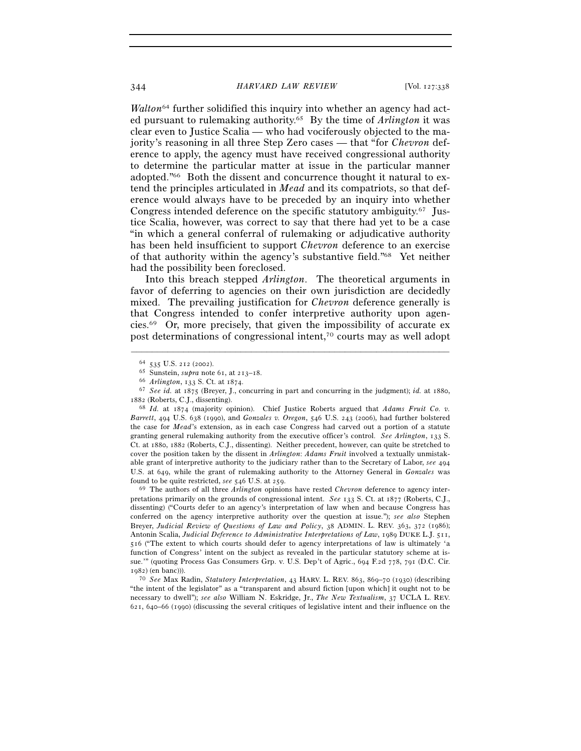*Walton*[64] further solidified this inquiry into whether an agency had acted pursuant to rulemaking authority.[65] By the time of *Arlington* it was clear even to Justice Scalia — who had vociferously objected to the majority's reasoning in all three Step Zero cases — that "for *Chevron* deference to apply, the agency must have received congressional authority to determine the particular matter at issue in the particular manner adopted."[66] Both the dissent and concurrence thought it natural to extend the principles articulated in *Mead* and its compatriots, so that deference would always have to be preceded by an inquiry into whether Congress intended deference on the specific statutory ambiguity.[67] Justice Scalia, however, was correct to say that there had yet to be a case "in which a general conferral of rulemaking or adjudicative authority has been held insufficient to support *Chevron* deference to an exercise of that authority within the agency's substantive field."[68] Yet neither had the possibility been foreclosed.

Into this breach stepped *Arlington*. The theoretical arguments in favor of deferring to agencies on their own jurisdiction are decidedly mixed. The prevailing justification for *Chevron* deference generally is that Congress intended to confer interpretive authority upon agencies.[69] Or, more precisely, that given the impossibility of accurate ex post determinations of congressional intent,[70] courts may as well adopt

---

[64] 535 U.S. 212 (2002).

[65] Sunstein, *supra* note 61, at 213–18.

[66] *Arlington*, 133 S. Ct. at 1874.

[67] *See id.* at 1875 (Breyer, J., concurring in part and concurring in the judgment); *id.* at 1880, 1882 (Roberts, C.J., dissenting).

[68] *Id.* at 1874 (majority opinion). Chief Justice Roberts argued that *Adams Fruit Co. v. Barrett*, 494 U.S. 638 (1990), and *Gonzales v. Oregon*, 546 U.S. 243 (2006), had further bolstered the case for *Mead*'s extension, as in each case Congress had carved out a portion of a statute granting general rulemaking authority from the executive officer's control. *See Arlington*, 133 S. Ct. at 1880, 1882 (Roberts, C.J., dissenting). Neither precedent, however, can quite be stretched to cover the position taken by the dissent in *Arlington*: *Adams Fruit* involved a textually unmistakable grant of interpretive authority to the judiciary rather than to the Secretary of Labor, *see* 494 U.S. at 649, while the grant of rulemaking authority to the Attorney General in *Gonzales* was found to be quite restricted, *see* 546 U.S. at 259.

[69] The authors of all three *Arlington* opinions have rested *Chevron* deference to agency interpretations primarily on the grounds of congressional intent. *See* 133 S. Ct. at 1877 (Roberts, C.J., dissenting) ("Courts defer to an agency's interpretation of law when and because Congress has conferred on the agency interpretive authority over the question at issue."); *see also* Stephen Breyer, *Judicial Review of Questions of Law and Policy*, 38 ADMIN. L. REV. 363, 372 (1986); Antonin Scalia, *Judicial Deference to Administrative Interpretations of Law*, 1989 DUKE L.J. 511, 516 ("The extent to which courts should defer to agency interpretations of law is ultimately 'a function of Congress' intent on the subject as revealed in the particular statutory scheme at issue.'" (quoting Process Gas Consumers Grp. v. U.S. Dep't of Agric., 694 F.2d 778, 791 (D.C. Cir. 1982) (en banc))).

[70] *See* Max Radin, *Statutory Interpretation*, 43 HARV. L. REV. 863, 869–70 (1930) (describing "the intent of the legislator" as a "transparent and absurd fiction [upon which] it ought not to be necessary to dwell"); *see also* William N. Eskridge, Jr., *The New Textualism*, 37 UCLA L. REV. 621, 640–66 (1990) (discussing the several critiques of legislative intent and their influence on the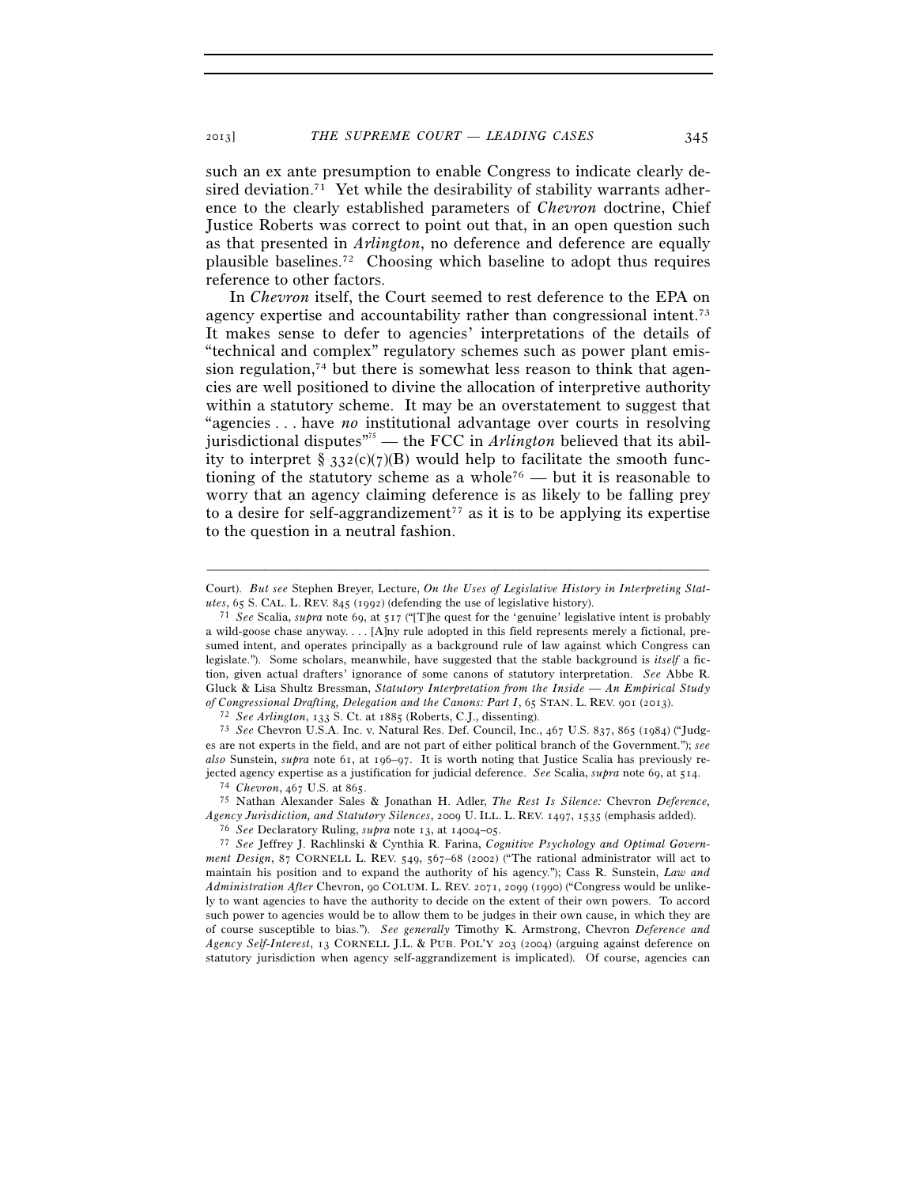such an ex ante presumption to enable Congress to indicate clearly desired deviation.[71] Yet while the desirability of stability warrants adherence to the clearly established parameters of *Chevron* doctrine, Chief Justice Roberts was correct to point out that, in an open question such as that presented in *Arlington*, no deference and deference are equally plausible baselines.[72] Choosing which baseline to adopt thus requires reference to other factors.

In *Chevron* itself, the Court seemed to rest deference to the EPA on agency expertise and accountability rather than congressional intent.[73] It makes sense to defer to agencies' interpretations of the details of "technical and complex" regulatory schemes such as power plant emission regulation,[74] but there is somewhat less reason to think that agencies are well positioned to divine the allocation of interpretive authority within a statutory scheme. It may be an overstatement to suggest that "agencies . . . have *no* institutional advantage over courts in resolving jurisdictional disputes"[75] — the FCC in *Arlington* believed that its ability to interpret § 332(c)(7)(B) would help to facilitate the smooth functioning of the statutory scheme as a whole[76] — but it is reasonable to worry that an agency claiming deference is as likely to be falling prey to a desire for self-aggrandizement[77] as it is to be applying its expertise to the question in a neutral fashion.

---

Court). *But see* Stephen Breyer, Lecture, *On the Uses of Legislative History in Interpreting Statutes*, 65 S. CAL. L. REV. 845 (1992) (defending the use of legislative history).

[71] *See* Scalia, *supra* note 69, at 517 ("[T]he quest for the 'genuine' legislative intent is probably a wild-goose chase anyway. . . . [A]ny rule adopted in this field represents merely a fictional, presumed intent, and operates principally as a background rule of law against which Congress can legislate."). Some scholars, meanwhile, have suggested that the stable background is *itself* a fiction, given actual drafters' ignorance of some canons of statutory interpretation. *See* Abbe R. Gluck & Lisa Shultz Bressman, *Statutory Interpretation from the Inside — An Empirical Study of Congressional Drafting, Delegation and the Canons: Part I*, 65 STAN. L. REV. 901 (2013).

[72] *See Arlington*, 133 S. Ct. at 1885 (Roberts, C.J., dissenting).

[73] *See* Chevron U.S.A. Inc. v. Natural Res. Def. Council, Inc., 467 U.S. 837, 865 (1984) ("Judges are not experts in the field, and are not part of either political branch of the Government."); *see also* Sunstein, *supra* note 61, at 196–97. It is worth noting that Justice Scalia has previously rejected agency expertise as a justification for judicial deference. *See* Scalia, *supra* note 69, at 514.

[74] *Chevron*, 467 U.S. at 865.

[75] Nathan Alexander Sales & Jonathan H. Adler, *The Rest Is Silence:* Chevron *Deference, Agency Jurisdiction, and Statutory Silences*, 2009 U. ILL. L. REV. 1497, 1535 (emphasis added).

[76] *See* Declaratory Ruling, *supra* note 13, at 14004–05.

[77] *See* Jeffrey J. Rachlinski & Cynthia R. Farina, *Cognitive Psychology and Optimal Government Design*, 87 CORNELL L. REV. 549, 567–68 (2002) ("The rational administrator will act to maintain his position and to expand the authority of his agency."); Cass R. Sunstein, *Law and Administration After* Chevron, 90 COLUM. L. REV. 2071, 2099 (1990) ("Congress would be unlikely to want agencies to have the authority to decide on the extent of their own powers. To accord such power to agencies would be to allow them to be judges in their own cause, in which they are of course susceptible to bias."). *See generally* Timothy K. Armstrong, Chevron *Deference and Agency Self-Interest*, 13 CORNELL J.L. & PUB. POL'Y 203 (2004) (arguing against deference on statutory jurisdiction when agency self-aggrandizement is implicated). Of course, agencies can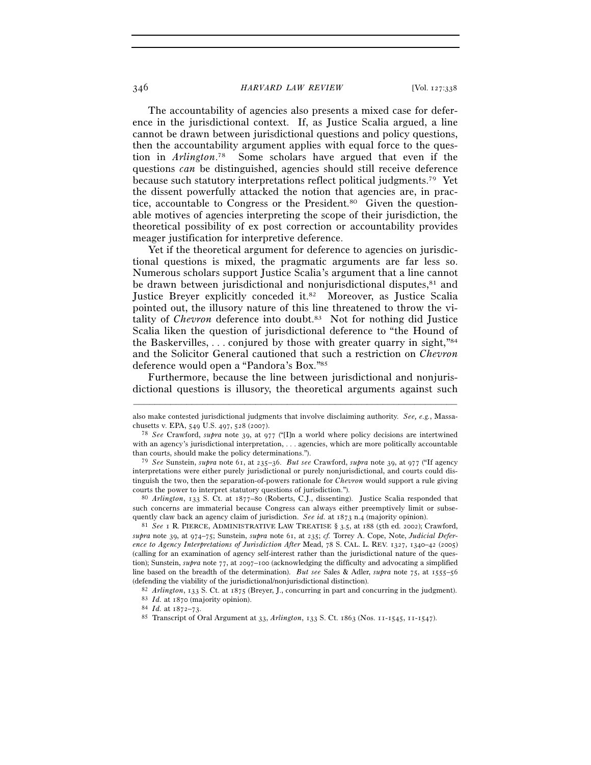The accountability of agencies also presents a mixed case for deference in the jurisdictional context. If, as Justice Scalia argued, a line cannot be drawn between jurisdictional questions and policy questions, then the accountability argument applies with equal force to the question in *Arlington*.[78] Some scholars have argued that even if the questions *can* be distinguished, agencies should still receive deference because such statutory interpretations reflect political judgments.[79] Yet the dissent powerfully attacked the notion that agencies are, in practice, accountable to Congress or the President.[80] Given the questionable motives of agencies interpreting the scope of their jurisdiction, the theoretical possibility of ex post correction or accountability provides meager justification for interpretive deference.

Yet if the theoretical argument for deference to agencies on jurisdictional questions is mixed, the pragmatic arguments are far less so. Numerous scholars support Justice Scalia's argument that a line cannot be drawn between jurisdictional and nonjurisdictional disputes,[81] and Justice Breyer explicitly conceded it.[82] Moreover, as Justice Scalia pointed out, the illusory nature of this line threatened to throw the vitality of *Chevron* deference into doubt.[83] Not for nothing did Justice Scalia liken the question of jurisdictional deference to "the Hound of the Baskervilles, . . . conjured by those with greater quarry in sight,"[84] and the Solicitor General cautioned that such a restriction on *Chevron* deference would open a "Pandora's Box."[85]

Furthermore, because the line between jurisdictional and nonjurisdictional questions is illusory, the theoretical arguments against such

---

also make contested jurisdictional judgments that involve disclaiming authority. *See, e.g.*, Massachusetts v. EPA, 549 U.S. 497, 528 (2007).

[78] *See* Crawford, *supra* note 39, at 977 ("[I]n a world where policy decisions are intertwined with an agency's jurisdictional interpretation, . . . agencies, which are more politically accountable than courts, should make the policy determinations.").

[79] *See* Sunstein, *supra* note 61, at 235–36. *But see* Crawford, *supra* note 39, at 977 ("If agency interpretations were either purely jurisdictional or purely nonjurisdictional, and courts could distinguish the two, then the separation-of-powers rationale for *Chevron* would support a rule giving courts the power to interpret statutory questions of jurisdiction.").

[80] *Arlington*, 133 S. Ct. at 1877–80 (Roberts, C.J., dissenting). Justice Scalia responded that such concerns are immaterial because Congress can always either preemptively limit or subsequently claw back an agency claim of jurisdiction. *See id.* at 1873 n.4 (majority opinion).

[81] *See* 1 R. PIERCE, ADMINISTRATIVE LAW TREATISE § 3.5, at 188 (5th ed. 2002); Crawford, *supra* note 39, at 974–75; Sunstein, *supra* note 61, at 235; *cf.* Torrey A. Cope, Note, *Judicial Deference to Agency Interpretations of Jurisdiction After* Mead, 78 S. CAL. L. REV. 1327, 1340–42 (2005) (calling for an examination of agency self-interest rather than the jurisdictional nature of the question); Sunstein, *supra* note 77, at 2097–100 (acknowledging the difficulty and advocating a simplified line based on the breadth of the determination). *But see* Sales & Adler, *supra* note 75, at 1555–56 (defending the viability of the jurisdictional/nonjurisdictional distinction).

[82] *Arlington*, 133 S. Ct. at 1875 (Breyer, J., concurring in part and concurring in the judgment).

[83] *Id.* at 1870 (majority opinion).

[84] *Id.* at 1872–73.

[85] Transcript of Oral Argument at 33, *Arlington*, 133 S. Ct. 1863 (Nos. 11-1545, 11-1547).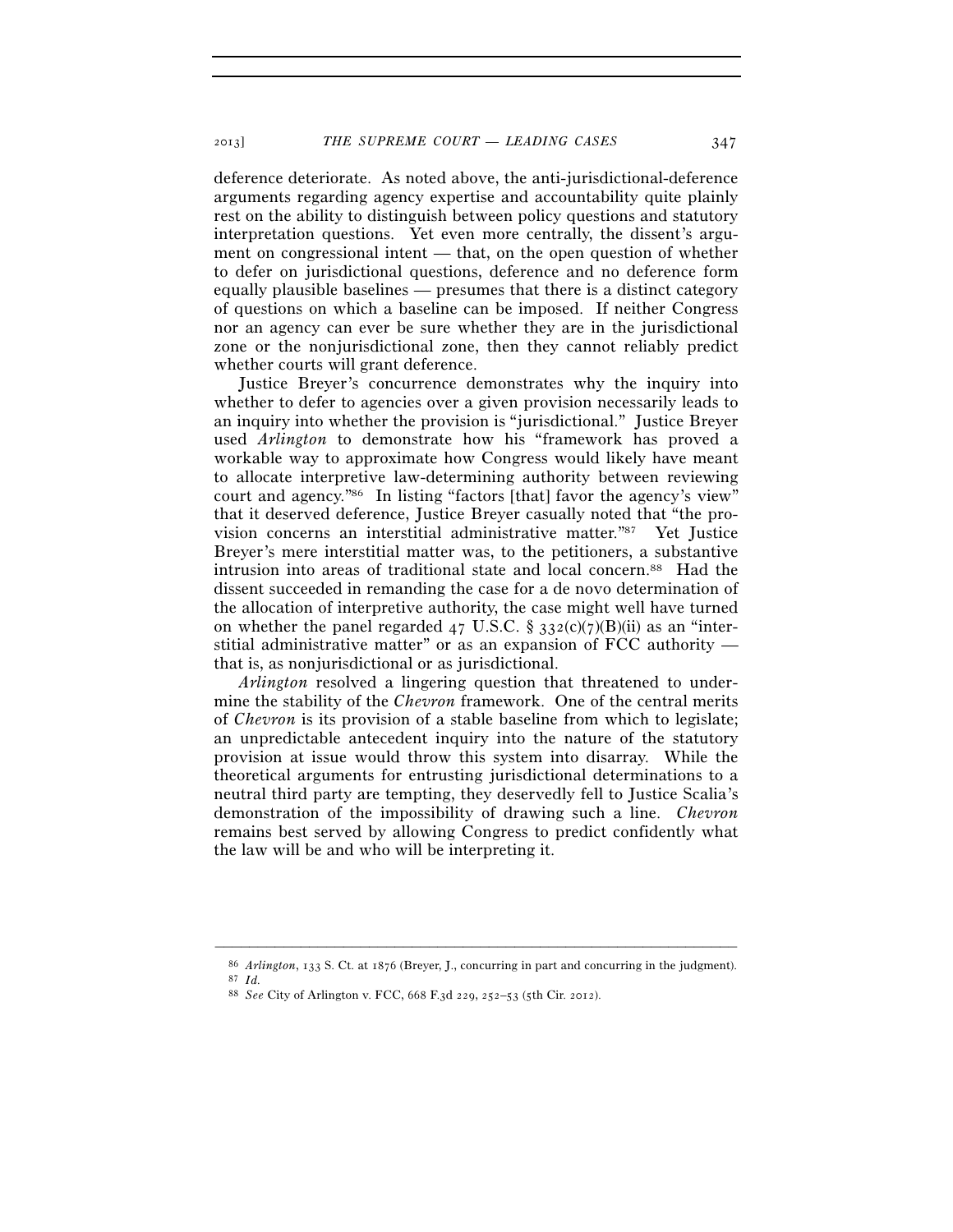deference deteriorate. As noted above, the anti-jurisdictional-deference arguments regarding agency expertise and accountability quite plainly rest on the ability to distinguish between policy questions and statutory interpretation questions. Yet even more centrally, the dissent's argument on congressional intent — that, on the open question of whether to defer on jurisdictional questions, deference and no deference form equally plausible baselines — presumes that there is a distinct category of questions on which a baseline can be imposed. If neither Congress nor an agency can ever be sure whether they are in the jurisdictional zone or the nonjurisdictional zone, then they cannot reliably predict whether courts will grant deference.

Justice Breyer's concurrence demonstrates why the inquiry into whether to defer to agencies over a given provision necessarily leads to an inquiry into whether the provision is "jurisdictional." Justice Breyer used *Arlington* to demonstrate how his "framework has proved a workable way to approximate how Congress would likely have meant to allocate interpretive law-determining authority between reviewing court and agency."[86] In listing "factors [that] favor the agency's view" that it deserved deference, Justice Breyer casually noted that "the provision concerns an interstitial administrative matter."[87] Yet Justice Breyer's mere interstitial matter was, to the petitioners, a substantive intrusion into areas of traditional state and local concern.[88] Had the dissent succeeded in remanding the case for a de novo determination of the allocation of interpretive authority, the case might well have turned on whether the panel regarded 47 U.S.C. § 332(c)(7)(B)(ii) as an "interstitial administrative matter" or as an expansion of FCC authority — that is, as nonjurisdictional or as jurisdictional.

*Arlington* resolved a lingering question that threatened to undermine the stability of the *Chevron* framework. One of the central merits of *Chevron* is its provision of a stable baseline from which to legislate; an unpredictable antecedent inquiry into the nature of the statutory provision at issue would throw this system into disarray. While the theoretical arguments for entrusting jurisdictional determinations to a neutral third party are tempting, they deservedly fell to Justice Scalia's demonstration of the impossibility of drawing such a line. *Chevron* remains best served by allowing Congress to predict confidently what the law will be and who will be interpreting it.

---

[86] *Arlington*, 133 S. Ct. at 1876 (Breyer, J., concurring in part and concurring in the judgment).

[87] *Id.*

[88] *See* City of Arlington v. FCC, 668 F.3d 229, 252–53 (5th Cir. 2012).